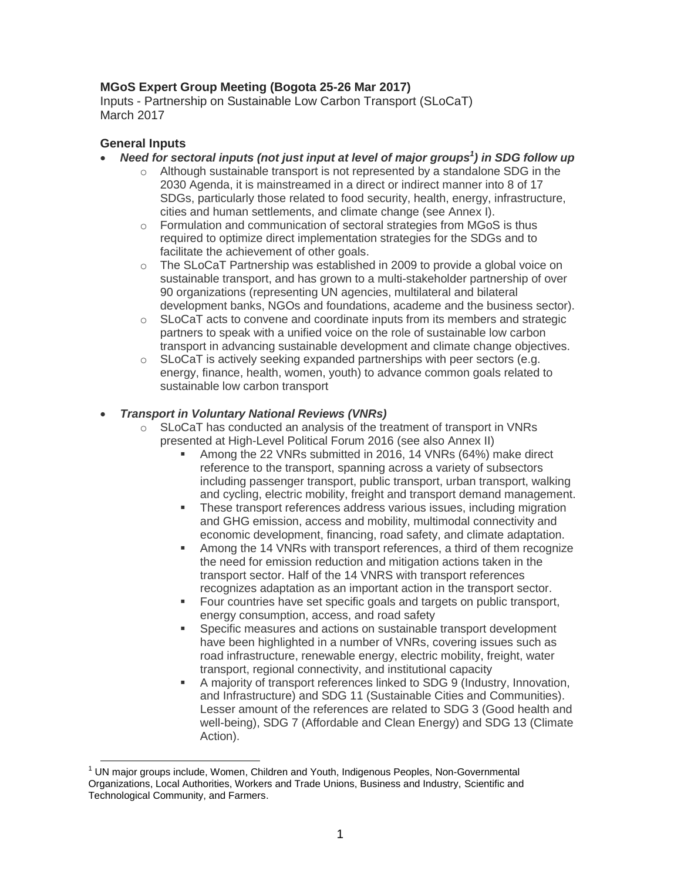**MGoS Expert Group Meeting (Bogota 25-26 Mar 2017)**
Inputs - Partnership on Sustainable Low Carbon Transport (SLoCaT)
March 2017

## General Inputs

- ***Need for sectoral inputs (not just input at level of major groups[1]) in SDG follow up***
  - Although sustainable transport is not represented by a standalone SDG in the 2030 Agenda, it is mainstreamed in a direct or indirect manner into 8 of 17 SDGs, particularly those related to food security, health, energy, infrastructure, cities and human settlements, and climate change (see Annex I).
  - Formulation and communication of sectoral strategies from MGoS is thus required to optimize direct implementation strategies for the SDGs and to facilitate the achievement of other goals.
  - The SLoCaT Partnership was established in 2009 to provide a global voice on sustainable transport, and has grown to a multi-stakeholder partnership of over 90 organizations (representing UN agencies, multilateral and bilateral development banks, NGOs and foundations, academe and the business sector).
  - SLoCaT acts to convene and coordinate inputs from its members and strategic partners to speak with a unified voice on the role of sustainable low carbon transport in advancing sustainable development and climate change objectives.
  - SLoCaT is actively seeking expanded partnerships with peer sectors (e.g. energy, finance, health, women, youth) to advance common goals related to sustainable low carbon transport

- ***Transport in Voluntary National Reviews (VNRs)***
  - SLoCaT has conducted an analysis of the treatment of transport in VNRs presented at High-Level Political Forum 2016 (see also Annex II)
    - Among the 22 VNRs submitted in 2016, 14 VNRs (64%) make direct reference to the transport, spanning across a variety of subsectors including passenger transport, public transport, urban transport, walking and cycling, electric mobility, freight and transport demand management.
    - These transport references address various issues, including migration and GHG emission, access and mobility, multimodal connectivity and economic development, financing, road safety, and climate adaptation.
    - Among the 14 VNRs with transport references, a third of them recognize the need for emission reduction and mitigation actions taken in the transport sector. Half of the 14 VNRS with transport references recognizes adaptation as an important action in the transport sector.
    - Four countries have set specific goals and targets on public transport, energy consumption, access, and road safety
    - Specific measures and actions on sustainable transport development have been highlighted in a number of VNRs, covering issues such as road infrastructure, renewable energy, electric mobility, freight, water transport, regional connectivity, and institutional capacity
    - A majority of transport references linked to SDG 9 (Industry, Innovation, and Infrastructure) and SDG 11 (Sustainable Cities and Communities). Lesser amount of the references are related to SDG 3 (Good health and well-being), SDG 7 (Affordable and Clean Energy) and SDG 13 (Climate Action).

[1] UN major groups include, Women, Children and Youth, Indigenous Peoples, Non-Governmental Organizations, Local Authorities, Workers and Trade Unions, Business and Industry, Scientific and Technological Community, and Farmers.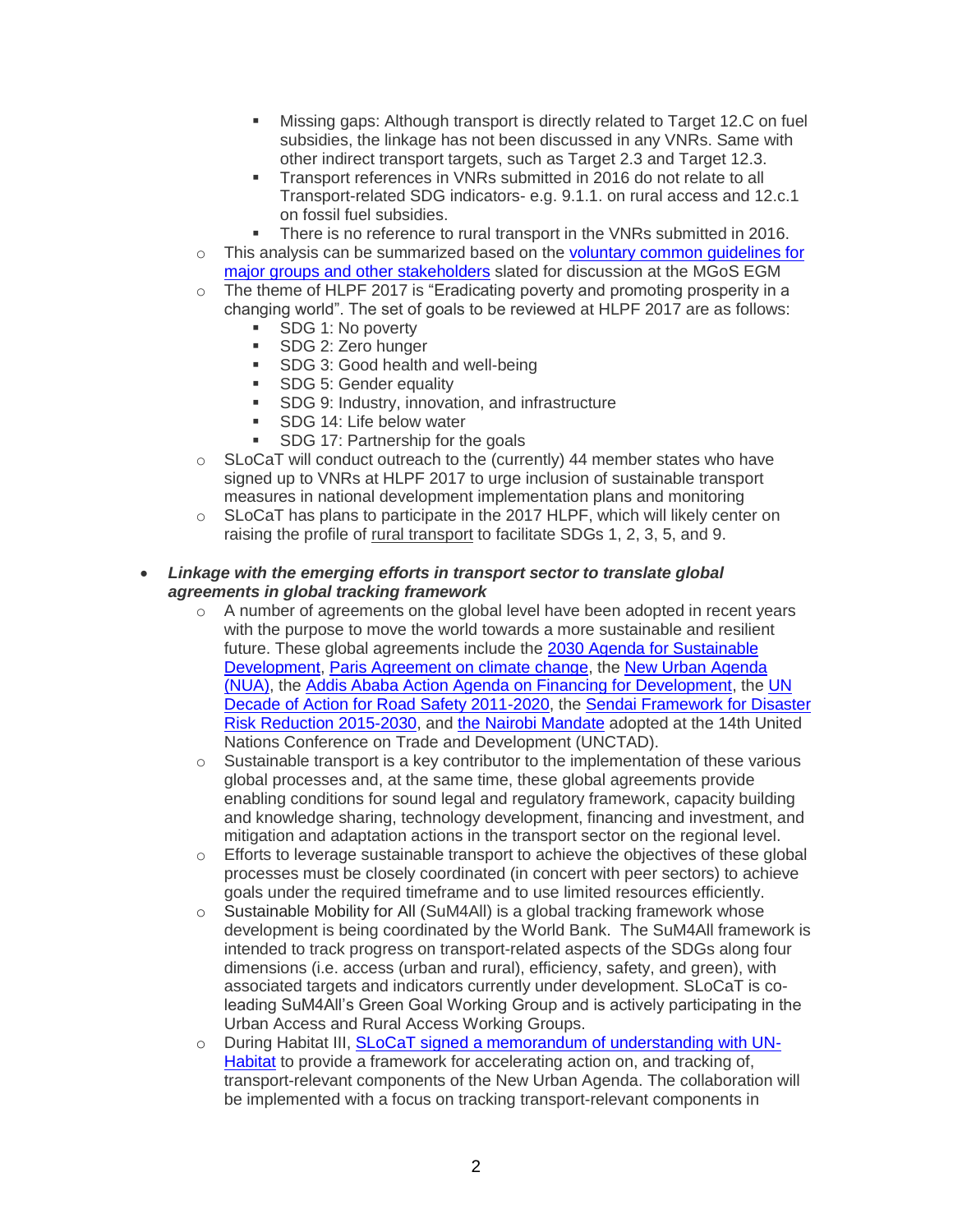- Missing gaps: Although transport is directly related to Target 12.C on fuel subsidies, the linkage has not been discussed in any VNRs. Same with other indirect transport targets, such as Target 2.3 and Target 12.3.
        - Transport references in VNRs submitted in 2016 do not relate to all Transport-related SDG indicators- e.g. 9.1.1. on rural access and 12.c.1 on fossil fuel subsidies.
        - There is no reference to rural transport in the VNRs submitted in 2016.
    - This analysis can be summarized based on the [voluntary common guidelines for major groups and other stakeholders]() slated for discussion at the MGoS EGM
    - The theme of HLPF 2017 is "Eradicating poverty and promoting prosperity in a changing world". The set of goals to be reviewed at HLPF 2017 are as follows:
        - SDG 1: No poverty
        - SDG 2: Zero hunger
        - SDG 3: Good health and well-being
        - SDG 5: Gender equality
        - SDG 9: Industry, innovation, and infrastructure
        - SDG 14: Life below water
        - SDG 17: Partnership for the goals
    - SLoCaT will conduct outreach to the (currently) 44 member states who have signed up to VNRs at HLPF 2017 to urge inclusion of sustainable transport measures in national development implementation plans and monitoring
    - SLoCaT has plans to participate in the 2017 HLPF, which will likely center on raising the profile of rural transport to facilitate SDGs 1, 2, 3, 5, and 9.

- ***Linkage with the emerging efforts in transport sector to translate global agreements in global tracking framework***
    - A number of agreements on the global level have been adopted in recent years with the purpose to move the world towards a more sustainable and resilient future. These global agreements include the [2030 Agenda for Sustainable Development](), [Paris Agreement on climate change](), the [New Urban Agenda (NUA)](), the [Addis Ababa Action Agenda on Financing for Development](), the [UN Decade of Action for Road Safety 2011-2020](), the [Sendai Framework for Disaster Risk Reduction 2015-2030](), and [the Nairobi Mandate]() adopted at the 14th United Nations Conference on Trade and Development (UNCTAD).
    - Sustainable transport is a key contributor to the implementation of these various global processes and, at the same time, these global agreements provide enabling conditions for sound legal and regulatory framework, capacity building and knowledge sharing, technology development, financing and investment, and mitigation and adaptation actions in the transport sector on the regional level.
    - Efforts to leverage sustainable transport to achieve the objectives of these global processes must be closely coordinated (in concert with peer sectors) to achieve goals under the required timeframe and to use limited resources efficiently.
    - Sustainable Mobility for All (SuM4All) is a global tracking framework whose development is being coordinated by the World Bank. The SuM4All framework is intended to track progress on transport-related aspects of the SDGs along four dimensions (i.e. access (urban and rural), efficiency, safety, and green), with associated targets and indicators currently under development. SLoCaT is co-leading SuM4All's Green Goal Working Group and is actively participating in the Urban Access and Rural Access Working Groups.
    - During Habitat III, [SLoCaT signed a memorandum of understanding with UN-Habitat]() to provide a framework for accelerating action on, and tracking of, transport-relevant components of the New Urban Agenda. The collaboration will be implemented with a focus on tracking transport-relevant components in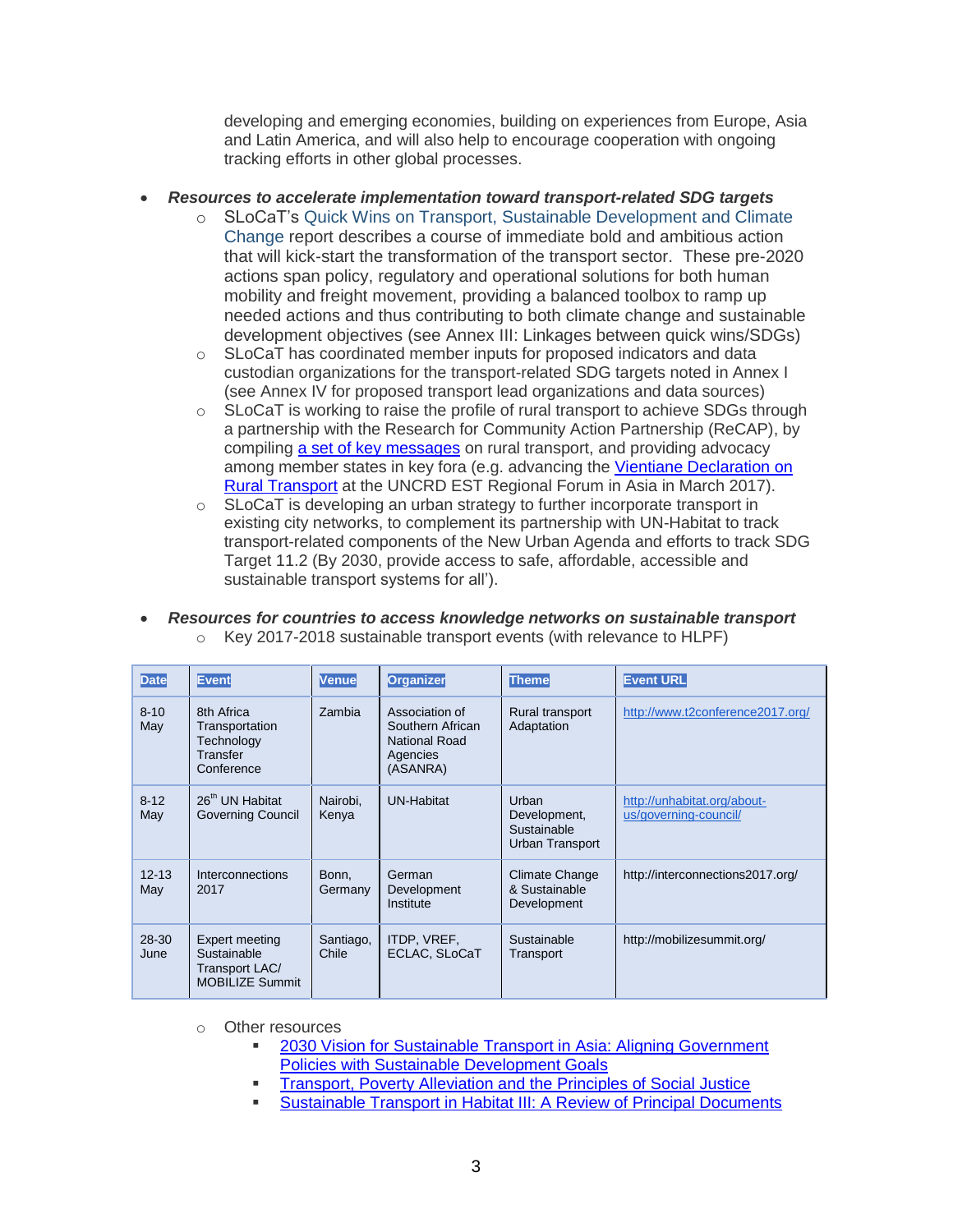developing and emerging economies, building on experiences from Europe, Asia and Latin America, and will also help to encourage cooperation with ongoing tracking efforts in other global processes.

- ***Resources to accelerate implementation toward transport-related SDG targets***
    - SLoCaT's Quick Wins on Transport, Sustainable Development and Climate Change report describes a course of immediate bold and ambitious action that will kick-start the transformation of the transport sector. These pre-2020 actions span policy, regulatory and operational solutions for both human mobility and freight movement, providing a balanced toolbox to ramp up needed actions and thus contributing to both climate change and sustainable development objectives (see Annex III: Linkages between quick wins/SDGs)
    - SLoCaT has coordinated member inputs for proposed indicators and data custodian organizations for the transport-related SDG targets noted in Annex I (see Annex IV for proposed transport lead organizations and data sources)
    - SLoCaT is working to raise the profile of rural transport to achieve SDGs through a partnership with the Research for Community Action Partnership (ReCAP), by compiling a set of key messages on rural transport, and providing advocacy among member states in key fora (e.g. advancing the Vientiane Declaration on Rural Transport at the UNCRD EST Regional Forum in Asia in March 2017).
    - SLoCaT is developing an urban strategy to further incorporate transport in existing city networks, to complement its partnership with UN-Habitat to track transport-related components of the New Urban Agenda and efforts to track SDG Target 11.2 (By 2030, provide access to safe, affordable, accessible and sustainable transport systems for all').

- ***Resources for countries to access knowledge networks on sustainable transport***
    - Key 2017-2018 sustainable transport events (with relevance to HLPF)

| Date | Event | Venue | Organizer | Theme | Event URL |
|---|---|---|---|---|---|
| 8-10 May | 8th Africa Transportation Technology Transfer Conference | Zambia | Association of Southern African National Road Agencies (ASANRA) | Rural transport Adaptation | http://www.t2conference2017.org/ |
| 8-12 May | 26th UN Habitat Governing Council | Nairobi, Kenya | UN-Habitat | Urban Development, Sustainable Urban Transport | http://unhabitat.org/about-us/governing-council/ |
| 12-13 May | Interconnections 2017 | Bonn, Germany | German Development Institute | Climate Change & Sustainable Development | http://interconnections2017.org/ |
| 28-30 June | Expert meeting Sustainable Transport LAC/ MOBILIZE Summit | Santiago, Chile | ITDP, VREF, ECLAC, SLoCaT | Sustainable Transport | http://mobilizesummit.org/ |

- Other resources
    - 2030 Vision for Sustainable Transport in Asia: Aligning Government Policies with Sustainable Development Goals
    - Transport, Poverty Alleviation and the Principles of Social Justice
    - Sustainable Transport in Habitat III: A Review of Principal Documents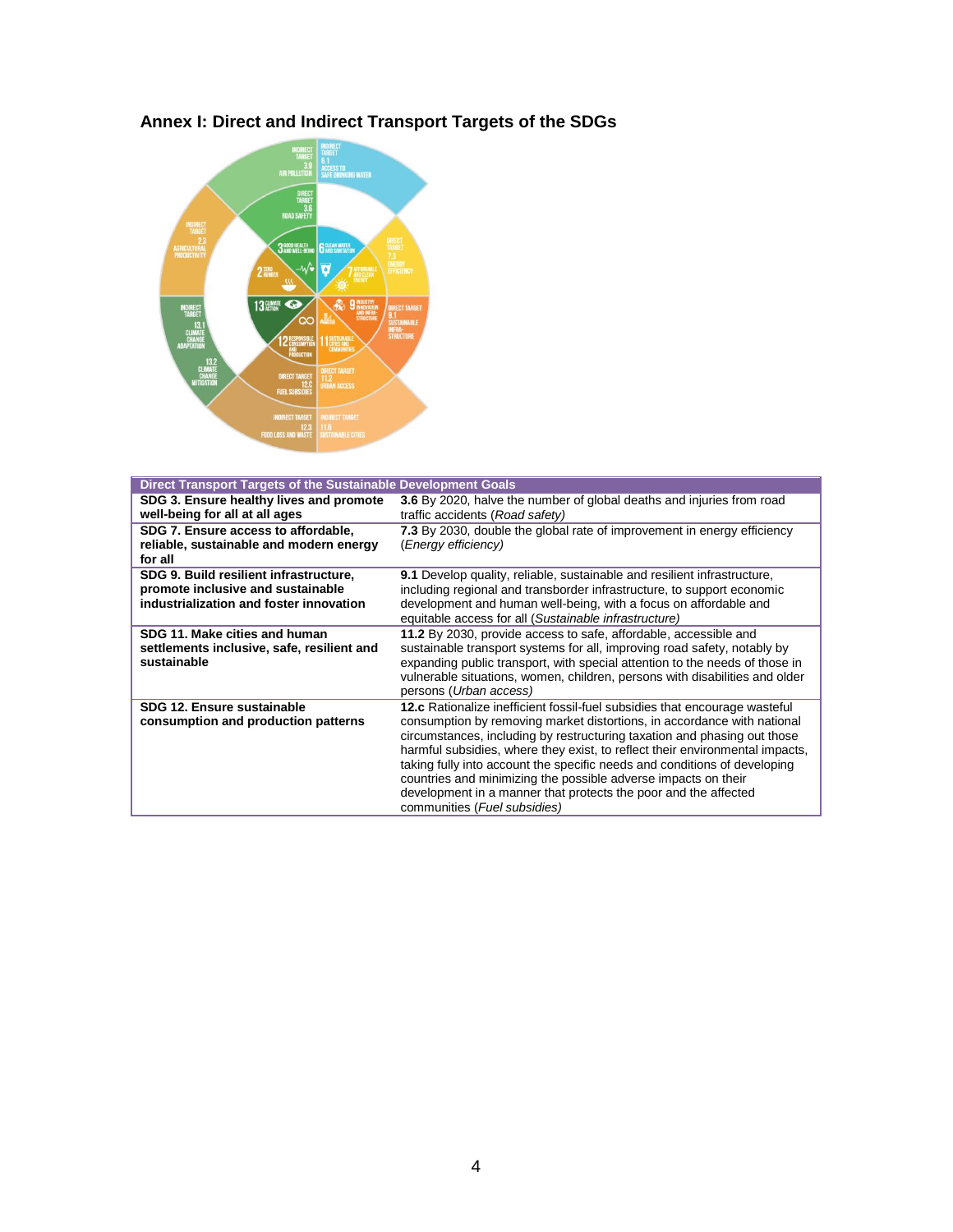## Annex I: Direct and Indirect Transport Targets of the SDGs

| Direct Transport Targets of the Sustainable Development Goals | |
|---|---|
| **SDG 3. Ensure healthy lives and promote well-being for all at all ages** | **3.6** By 2020, halve the number of global deaths and injuries from road traffic accidents (*Road safety)* |
| **SDG 7. Ensure access to affordable, reliable, sustainable and modern energy for all** | **7.3** By 2030, double the global rate of improvement in energy efficiency (*Energy efficiency)* |
| **SDG 9. Build resilient infrastructure, promote inclusive and sustainable industrialization and foster innovation** | **9.1** Develop quality, reliable, sustainable and resilient infrastructure, including regional and transborder infrastructure, to support economic development and human well-being, with a focus on affordable and equitable access for all (*Sustainable infrastructure)* |
| **SDG 11. Make cities and human settlements inclusive, safe, resilient and sustainable** | **11.2** By 2030, provide access to safe, affordable, accessible and sustainable transport systems for all, improving road safety, notably by expanding public transport, with special attention to the needs of those in vulnerable situations, women, children, persons with disabilities and older persons (*Urban access)* |
| **SDG 12. Ensure sustainable consumption and production patterns** | **12.c** Rationalize inefficient fossil-fuel subsidies that encourage wasteful consumption by removing market distortions, in accordance with national circumstances, including by restructuring taxation and phasing out those harmful subsidies, where they exist, to reflect their environmental impacts, taking fully into account the specific needs and conditions of developing countries and minimizing the possible adverse impacts on their development in a manner that protects the poor and the affected communities (*Fuel subsidies)* |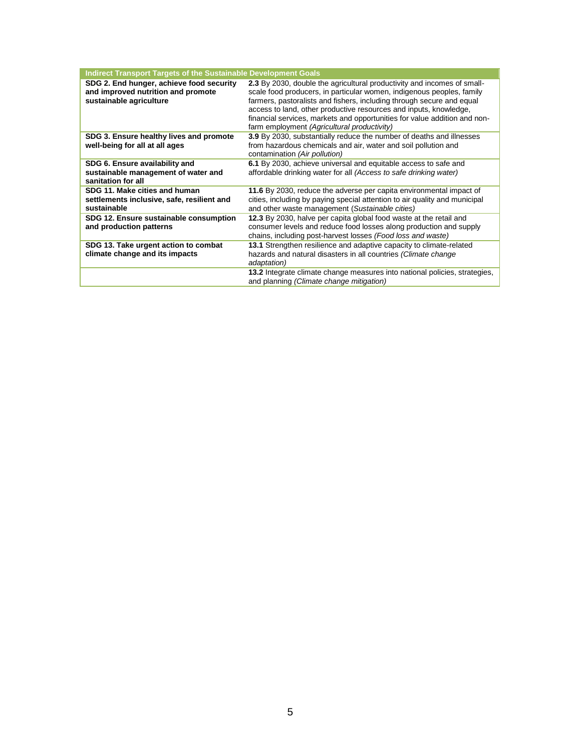| Indirect Transport Targets of the Sustainable Development Goals | |
|---|---|
| **SDG 2. End hunger, achieve food security and improved nutrition and promote sustainable agriculture** | **2.3** By 2030, double the agricultural productivity and incomes of small-scale food producers, in particular women, indigenous peoples, family farmers, pastoralists and fishers, including through secure and equal access to land, other productive resources and inputs, knowledge, financial services, markets and opportunities for value addition and non-farm employment *(Agricultural productivity)* |
| **SDG 3. Ensure healthy lives and promote well-being for all at all ages** | **3.9** By 2030, substantially reduce the number of deaths and illnesses from hazardous chemicals and air, water and soil pollution and contamination *(Air pollution)* |
| **SDG 6. Ensure availability and sustainable management of water and sanitation for all** | **6.1** By 2030, achieve universal and equitable access to safe and affordable drinking water for all *(Access to safe drinking water)* |
| **SDG 11. Make cities and human settlements inclusive, safe, resilient and sustainable** | **11.6** By 2030, reduce the adverse per capita environmental impact of cities, including by paying special attention to air quality and municipal and other waste management (*Sustainable cities)* |
| **SDG 12. Ensure sustainable consumption and production patterns** | **12.3** By 2030, halve per capita global food waste at the retail and consumer levels and reduce food losses along production and supply chains, including post-harvest losses *(Food loss and waste)* |
| **SDG 13. Take urgent action to combat climate change and its impacts** | **13.1** Strengthen resilience and adaptive capacity to climate-related hazards and natural disasters in all countries *(Climate change adaptation)* |
| | **13.2** Integrate climate change measures into national policies, strategies, and planning *(Climate change mitigation)* |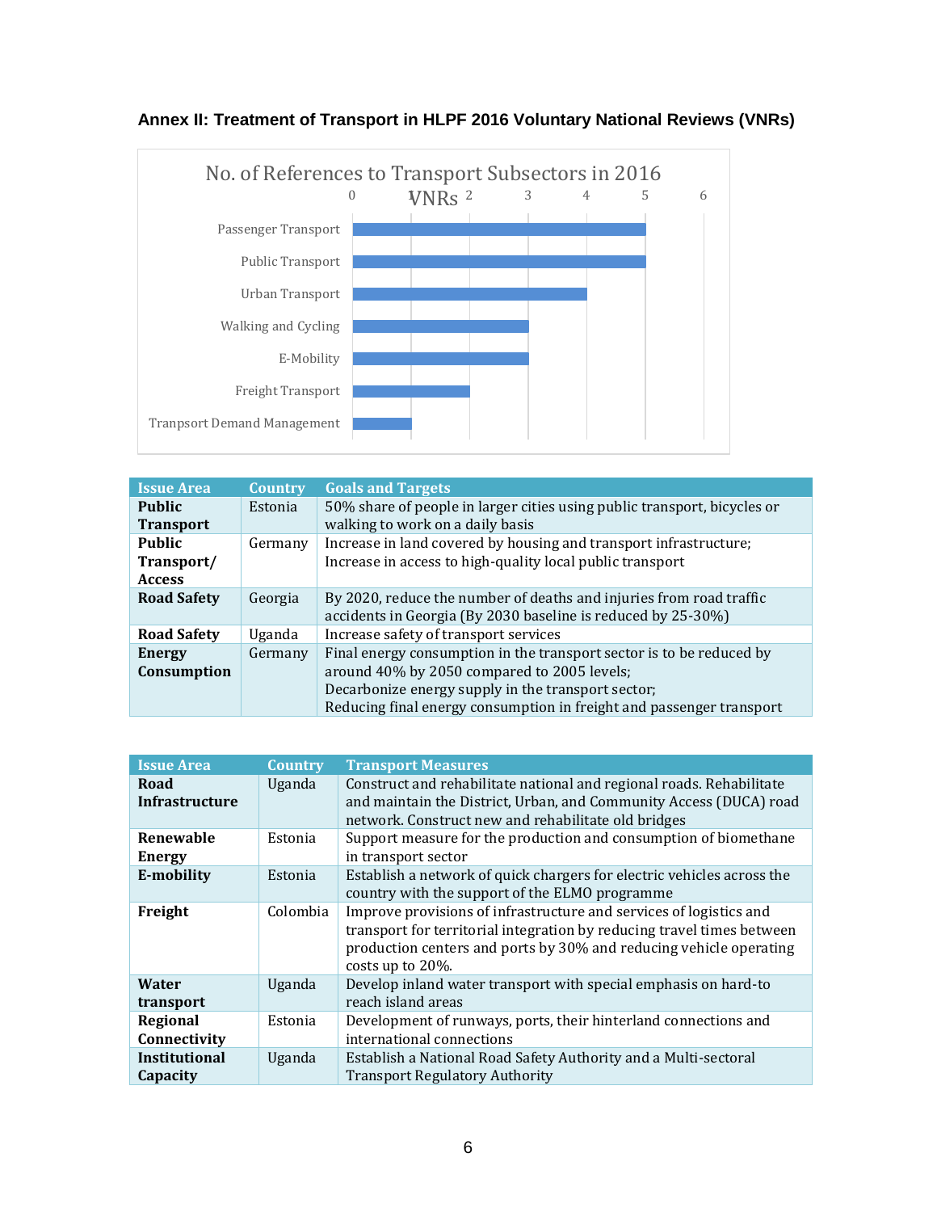## Annex II: Treatment of Transport in HLPF 2016 Voluntary National Reviews (VNRs)

No. of References to Transport Subsectors in 2016 VNRs

| Subsector | No. of References |
| --- | --- |
| Passenger Transport | 5 |
| Public Transport | 5 |
| Urban Transport | 4 |
| Walking and Cycling | 3 |
| E-Mobility | 3 |
| Freight Transport | 2 |
| Tranpsort Demand Management | 1 |

| Issue Area | Country | Goals and Targets |
| --- | --- | --- |
| **Public Transport** | Estonia | 50% share of people in larger cities using public transport, bicycles or walking to work on a daily basis |
| **Public Transport/ Access** | Germany | Increase in land covered by housing and transport infrastructure; Increase in access to high-quality local public transport |
| **Road Safety** | Georgia | By 2020, reduce the number of deaths and injuries from road traffic accidents in Georgia (By 2030 baseline is reduced by 25-30%) |
| **Road Safety** | Uganda | Increase safety of transport services |
| **Energy Consumption** | Germany | Final energy consumption in the transport sector is to be reduced by around 40% by 2050 compared to 2005 levels; Decarbonize energy supply in the transport sector; Reducing final energy consumption in freight and passenger transport |

| Issue Area | Country | Transport Measures |
| --- | --- | --- |
| **Road Infrastructure** | Uganda | Construct and rehabilitate national and regional roads. Rehabilitate and maintain the District, Urban, and Community Access (DUCA) road network. Construct new and rehabilitate old bridges |
| **Renewable Energy** | Estonia | Support measure for the production and consumption of biomethane in transport sector |
| **E-mobility** | Estonia | Establish a network of quick chargers for electric vehicles across the country with the support of the ELMO programme |
| **Freight** | Colombia | Improve provisions of infrastructure and services of logistics and transport for territorial integration by reducing travel times between production centers and ports by 30% and reducing vehicle operating costs up to 20%. |
| **Water transport** | Uganda | Develop inland water transport with special emphasis on hard-to reach island areas |
| **Regional Connectivity** | Estonia | Development of runways, ports, their hinterland connections and international connections |
| **Institutional Capacity** | Uganda | Establish a National Road Safety Authority and a Multi-sectoral Transport Regulatory Authority |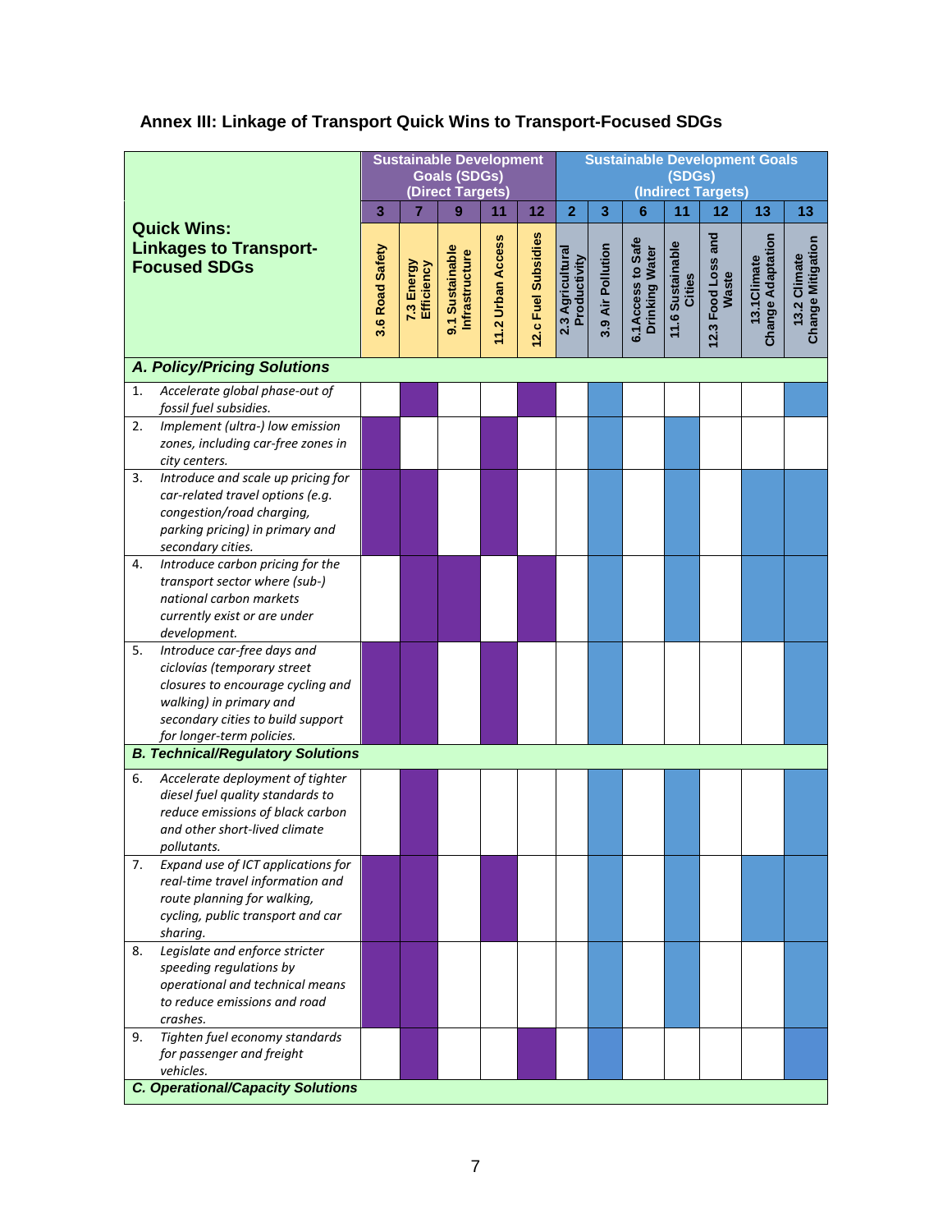## Annex III: Linkage of Transport Quick Wins to Transport-Focused SDGs

Shaded cells in the original table are shown as ■.

| Quick Wins: Linkages to Transport-Focused SDGs | Sustainable Development Goals (SDGs) (Direct Targets) | | | | | Sustainable Development Goals (SDGs) (Indirect Targets) | | | | | | |
|---|---|---|---|---|---|---|---|---|---|---|---|---|
| | 3 | 7 | 9 | 11 | 12 | 2 | 3 | 6 | 11 | 12 | 13 | 13 |
| | 3.6 Road Safety | 7.3 Energy Efficiency | 9.1 Sustainable Infrastructure | 11.2 Urban Access | 12.c Fuel Subsidies | 2.3 Agricultural Productivity | 3.9 Air Pollution | 6.1 Access to Safe Drinking Water | 11.6 Sustainable Cities | 12.3 Food Loss and Waste | 13.1 Climate Change Adaptation | 13.2 Climate Change Mitigation |
| ***A. Policy/Pricing Solutions*** | | | | | | | | | | | | |
| 1. *Accelerate global phase-out of fossil fuel subsidies.* | | ■ | | | ■ | | ■ | | | | | ■ |
| 2. *Implement (ultra-) low emission zones, including car-free zones in city centers.* | ■ | | | ■ | | | ■ | | ■ | | | |
| 3. *Introduce and scale up pricing for car-related travel options (e.g. congestion/road charging, parking pricing) in primary and secondary cities.* | ■ | ■ | | ■ | | | ■ | | ■ | | ■ | ■ |
| 4. *Introduce carbon pricing for the transport sector where (sub-) national carbon markets currently exist or are under development.* | | ■ | ■ | | ■ | | ■ | | ■ | | ■ | ■ |
| 5. *Introduce car-free days and ciclovías (temporary street closures to encourage cycling and walking) in primary and secondary cities to build support for longer-term policies.* | ■ | ■ | | ■ | | | ■ | | | | | ■ |
| ***B. Technical/Regulatory Solutions*** | | | | | | | | | | | | |
| 6. *Accelerate deployment of tighter diesel fuel quality standards to reduce emissions of black carbon and other short-lived climate pollutants.* | | ■ | | | | | ■ | | ■ | | | ■ |
| 7. *Expand use of ICT applications for real-time travel information and route planning for walking, cycling, public transport and car sharing.* | ■ | ■ | | ■ | | | ■ | | ■ | | ■ | ■ |
| 8. *Legislate and enforce stricter speeding regulations by operational and technical means to reduce emissions and road crashes.* | ■ | ■ | | | | | ■ | | ■ | | | ■ |
| 9. *Tighten fuel economy standards for passenger and freight vehicles.* | | ■ | | | ■ | | ■ | | | | | ■ |
| ***C. Operational/Capacity Solutions*** | | | | | | | | | | | | |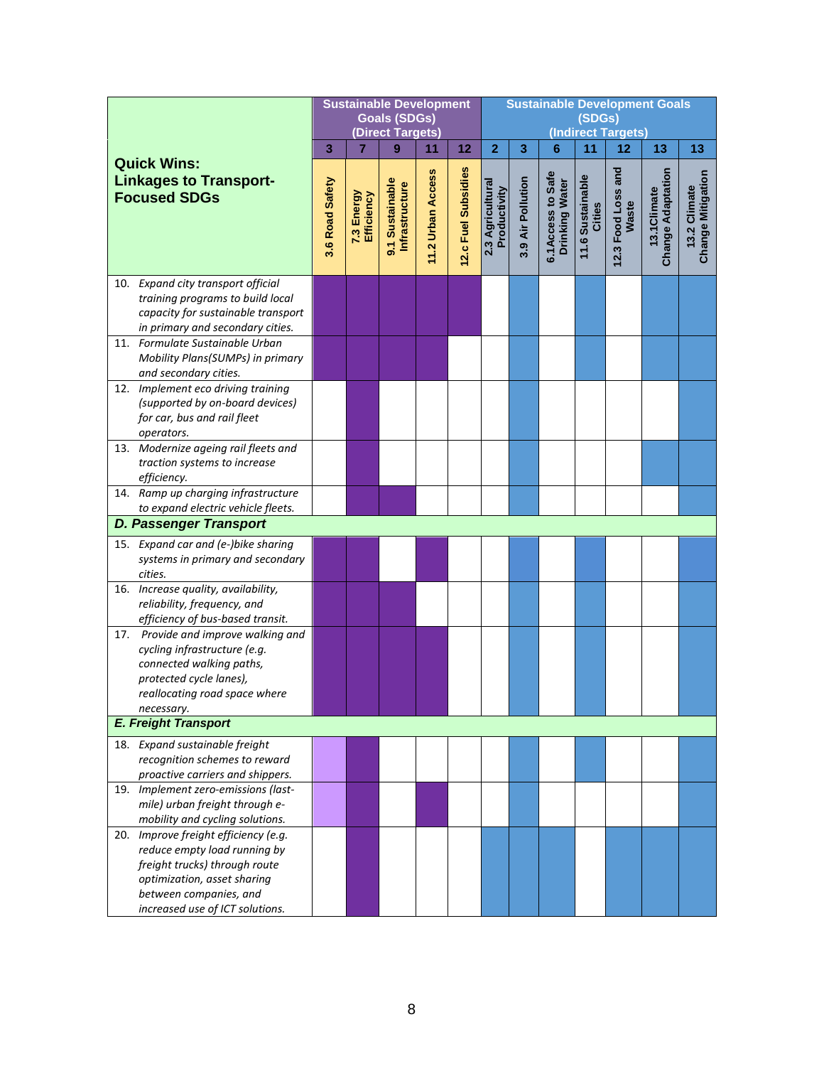| Quick Wins: Linkages to Transport-Focused SDGs | Sustainable Development Goals (SDGs) (Direct Targets) | | | | | Sustainable Development Goals (SDGs) (Indirect Targets) | | | | | | |
|---|---|---|---|---|---|---|---|---|---|---|---|---|
| | 3 | 7 | 9 | 11 | 12 | 2 | 3 | 6 | 11 | 12 | 13 | 13 |
| | 3.6 Road Safety | 7.3 Energy Efficiency | 9.1 Sustainable Infrastructure | 11.2 Urban Access | 12.c Fuel Subsidies | 2.3 Agricultural Productivity | 3.9 Air Pollution | 6.1 Access to Safe Drinking Water | 11.6 Sustainable Cities | 12.3 Food Loss and Waste | 13.1 Climate Change Adaptation | 13.2 Climate Change Mitigation |
| 10. *Expand city transport official training programs to build local capacity for sustainable transport in primary and secondary cities.* | ● | ● | ● | ● | ● | | ● | | ● | | ● | ● |
| 11. *Formulate Sustainable Urban Mobility Plans (SUMPs) in primary and secondary cities.* | ● | ● | ● | ● | | | ● | | ● | | ● | ● |
| 12. *Implement eco driving training (supported by on-board devices) for car, bus and rail fleet operators.* | | ● | | | | | ● | | | | | ● |
| 13. *Modernize ageing rail fleets and traction systems to increase efficiency.* | | ● | | | | | ● | | | | ● | ● |
| 14. *Ramp up charging infrastructure to expand electric vehicle fleets.* | | ● | ● | | | | ● | | | | | ● |
| ***D. Passenger Transport*** | | | | | | | | | | | | |
| 15. *Expand car and (e-)bike sharing systems in primary and secondary cities.* | ● | ● | | ● | | | ● | | ● | | | ● |
| 16. *Increase quality, availability, reliability, frequency, and efficiency of bus-based transit.* | ● | ● | ● | | | | ● | | ● | | | ● |
| 17. *Provide and improve walking and cycling infrastructure (e.g. connected walking paths, protected cycle lanes), reallocating road space where necessary.* | ● | ● | ● | ● | | | ● | | ● | | | ● |
| ***E. Freight Transport*** | | | | | | | | | | | | |
| 18. *Expand sustainable freight recognition schemes to reward proactive carriers and shippers.* | ○ | ● | | | | | ● | | ● | | | ● |
| 19. *Implement zero-emissions (last-mile) urban freight through e-mobility and cycling solutions.* | ○ | ● | | ● | | | ● | | | | | ● |
| 20. *Improve freight efficiency (e.g. reduce empty load running by freight trucks) through route optimization, asset sharing between companies, and increased use of ICT solutions.* | | ● | | | | ● | ● | ● | | ● | ● | ● |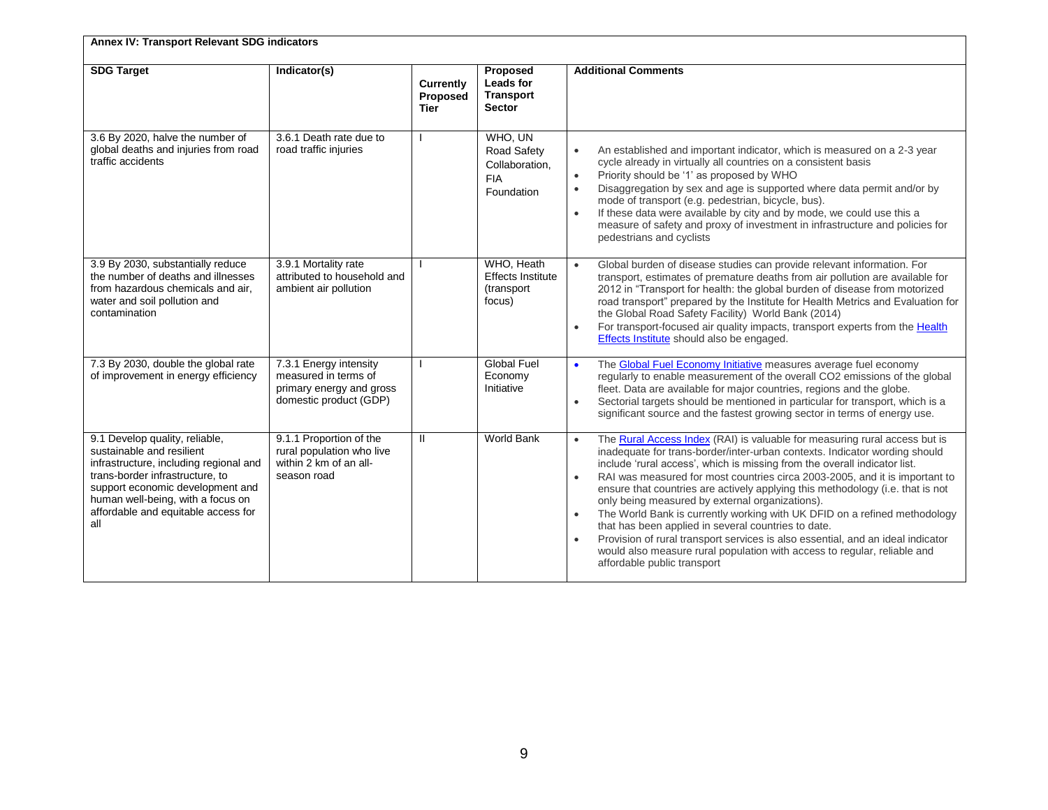**Annex IV: Transport Relevant SDG indicators**

| SDG Target | Indicator(s) | Currently Proposed Tier | Proposed Leads for Transport Sector | Additional Comments |
|---|---|---|---|---|
| 3.6 By 2020, halve the number of global deaths and injuries from road traffic accidents | 3.6.1 Death rate due to road traffic injuries | I | WHO, UN Road Safety Collaboration, FIA Foundation | • An established and important indicator, which is measured on a 2-3 year cycle already in virtually all countries on a consistent basis<br>• Priority should be '1' as proposed by WHO<br>• Disaggregation by sex and age is supported where data permit and/or by mode of transport (e.g. pedestrian, bicycle, bus).<br>• If these data were available by city and by mode, we could use this a measure of safety and proxy of investment in infrastructure and policies for pedestrians and cyclists |
| 3.9 By 2030, substantially reduce the number of deaths and illnesses from hazardous chemicals and air, water and soil pollution and contamination | 3.9.1 Mortality rate attributed to household and ambient air pollution | I | WHO, Heath Effects Institute (transport focus) | • Global burden of disease studies can provide relevant information. For transport, estimates of premature deaths from air pollution are available for 2012 in "Transport for health: the global burden of disease from motorized road transport" prepared by the Institute for Health Metrics and Evaluation for the Global Road Safety Facility) World Bank (2014)<br>• For transport-focused air quality impacts, transport experts from the Health Effects Institute should also be engaged. |
| 7.3 By 2030, double the global rate of improvement in energy efficiency | 7.3.1 Energy intensity measured in terms of primary energy and gross domestic product (GDP) | I | Global Fuel Economy Initiative | • The Global Fuel Economy Initiative measures average fuel economy regularly to enable measurement of the overall CO2 emissions of the global fleet. Data are available for major countries, regions and the globe.<br>• Sectorial targets should be mentioned in particular for transport, which is a significant source and the fastest growing sector in terms of energy use. |
| 9.1 Develop quality, reliable, sustainable and resilient infrastructure, including regional and trans-border infrastructure, to support economic development and human well-being, with a focus on affordable and equitable access for all | 9.1.1 Proportion of the rural population who live within 2 km of an all-season road | II | World Bank | • The Rural Access Index (RAI) is valuable for measuring rural access but is inadequate for trans-border/inter-urban contexts. Indicator wording should include 'rural access', which is missing from the overall indicator list.<br>• RAI was measured for most countries circa 2003-2005, and it is important to ensure that countries are actively applying this methodology (i.e. that is not only being measured by external organizations).<br>• The World Bank is currently working with UK DFID on a refined methodology that has been applied in several countries to date.<br>• Provision of rural transport services is also essential, and an ideal indicator would also measure rural population with access to regular, reliable and affordable public transport |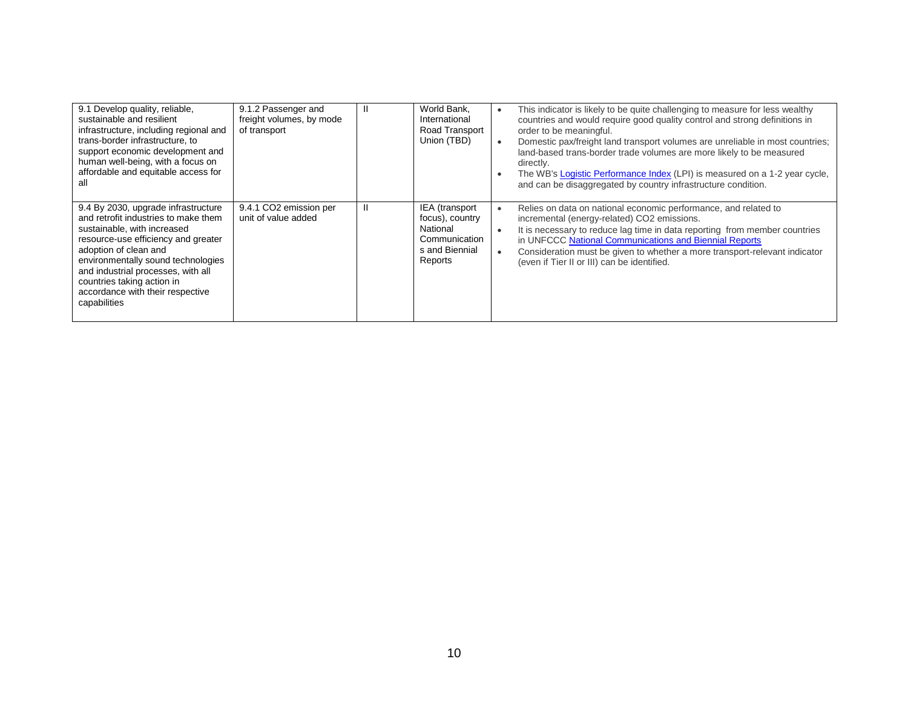| | | | | |
|---|---|---|---|---|
| 9.1 Develop quality, reliable, sustainable and resilient infrastructure, including regional and trans-border infrastructure, to support economic development and human well-being, with a focus on affordable and equitable access for all | 9.1.2 Passenger and freight volumes, by mode of transport | II | World Bank, International Road Transport Union (TBD) | • This indicator is likely to be quite challenging to measure for less wealthy countries and would require good quality control and strong definitions in order to be meaningful.<br>• Domestic pax/freight land transport volumes are unreliable in most countries; land-based trans-border trade volumes are more likely to be measured directly.<br>• The WB's Logistic Performance Index (LPI) is measured on a 1-2 year cycle, and can be disaggregated by country infrastructure condition. |
| 9.4 By 2030, upgrade infrastructure and retrofit industries to make them sustainable, with increased resource-use efficiency and greater adoption of clean and environmentally sound technologies and industrial processes, with all countries taking action in accordance with their respective capabilities | 9.4.1 $CO_2$ emission per unit of value added | II | IEA (transport focus), country National Communications and Biennial Reports | • Relies on data on national economic performance, and related to incremental (energy-related) $CO_2$ emissions.<br>• It is necessary to reduce lag time in data reporting from member countries in UNFCCC National Communications and Biennial Reports<br>• Consideration must be given to whether a more transport-relevant indicator (even if Tier II or III) can be identified. |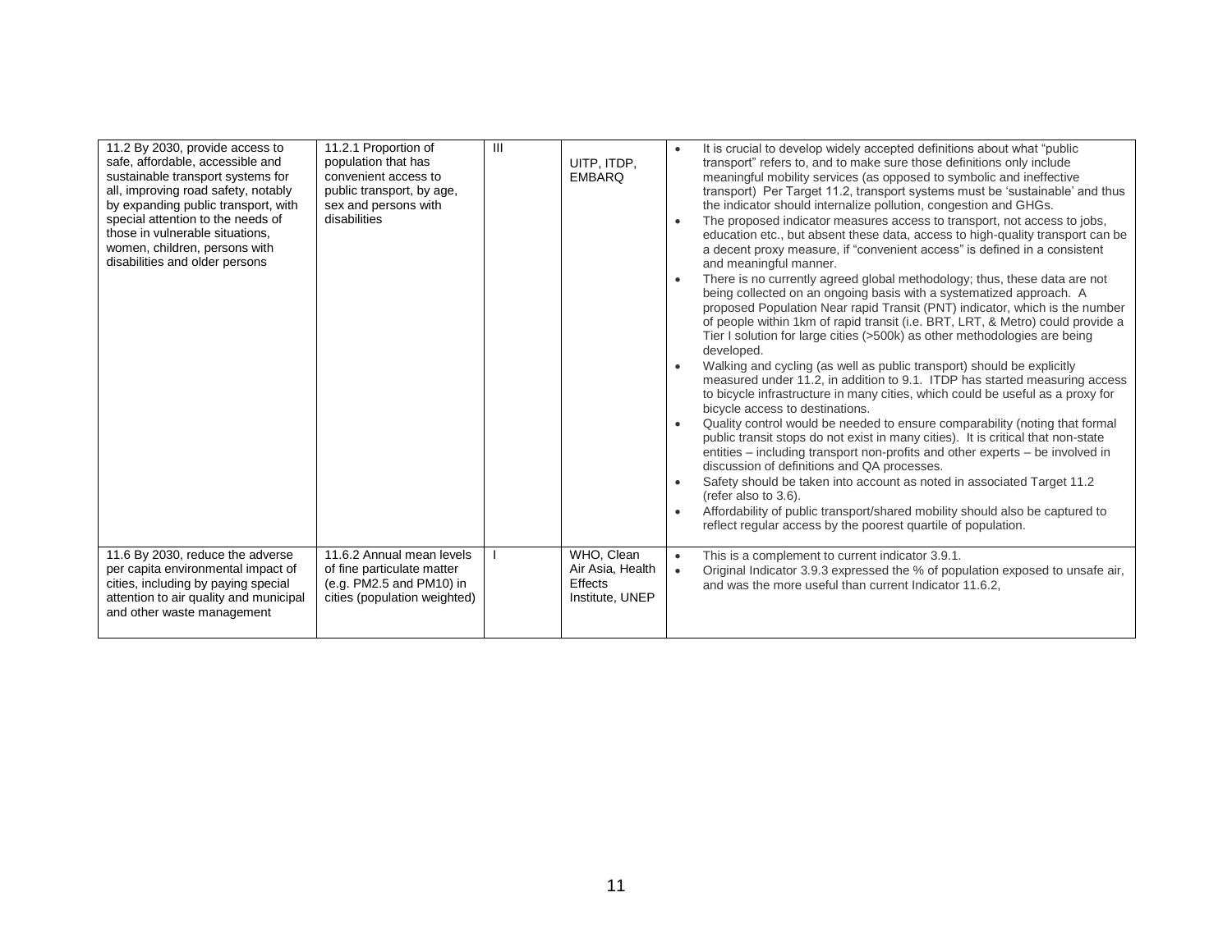| | | | | |
|---|---|---|---|---|
| 11.2 By 2030, provide access to safe, affordable, accessible and sustainable transport systems for all, improving road safety, notably by expanding public transport, with special attention to the needs of those in vulnerable situations, women, children, persons with disabilities and older persons | 11.2.1 Proportion of population that has convenient access to public transport, by age, sex and persons with disabilities | III | UITP, ITDP, EMBARQ | • It is crucial to develop widely accepted definitions about what "public transport" refers to, and to make sure those definitions only include meaningful mobility services (as opposed to symbolic and ineffective transport) Per Target 11.2, transport systems must be 'sustainable' and thus the indicator should internalize pollution, congestion and GHGs.<br>• The proposed indicator measures access to transport, not access to jobs, education etc., but absent these data, access to high-quality transport can be a decent proxy measure, if "convenient access" is defined in a consistent and meaningful manner.<br>• There is no currently agreed global methodology; thus, these data are not being collected on an ongoing basis with a systematized approach. A proposed Population Near rapid Transit (PNT) indicator, which is the number of people within 1km of rapid transit (i.e. BRT, LRT, & Metro) could provide a Tier I solution for large cities (>500k) as other methodologies are being developed.<br>• Walking and cycling (as well as public transport) should be explicitly measured under 11.2, in addition to 9.1. ITDP has started measuring access to bicycle infrastructure in many cities, which could be useful as a proxy for bicycle access to destinations.<br>• Quality control would be needed to ensure comparability (noting that formal public transit stops do not exist in many cities). It is critical that non-state entities – including transport non-profits and other experts – be involved in discussion of definitions and QA processes.<br>• Safety should be taken into account as noted in associated Target 11.2 (refer also to 3.6).<br>• Affordability of public transport/shared mobility should also be captured to reflect regular access by the poorest quartile of population. |
| 11.6 By 2030, reduce the adverse per capita environmental impact of cities, including by paying special attention to air quality and municipal and other waste management | 11.6.2 Annual mean levels of fine particulate matter (e.g. PM2.5 and PM10) in cities (population weighted) | I | WHO, Clean Air Asia, Health Effects Institute, UNEP | • This is a complement to current indicator 3.9.1.<br>• Original Indicator 3.9.3 expressed the % of population exposed to unsafe air, and was the more useful than current Indicator 11.6.2, |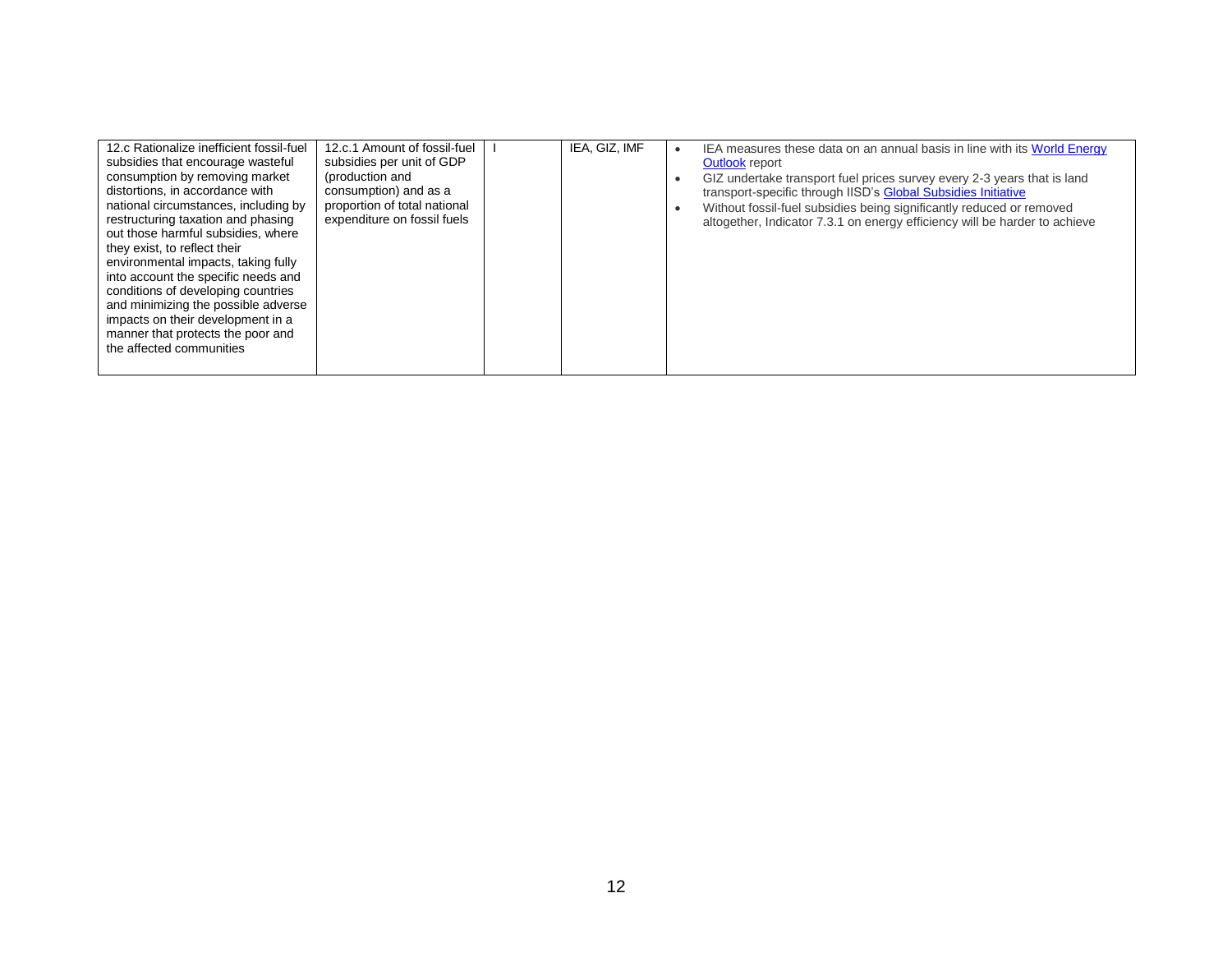| | | | | |
|---|---|---|---|---|
| 12.c Rationalize inefficient fossil-fuel subsidies that encourage wasteful consumption by removing market distortions, in accordance with national circumstances, including by restructuring taxation and phasing out those harmful subsidies, where they exist, to reflect their environmental impacts, taking fully into account the specific needs and conditions of developing countries and minimizing the possible adverse impacts on their development in a manner that protects the poor and the affected communities | 12.c.1 Amount of fossil-fuel subsidies per unit of GDP (production and consumption) and as a proportion of total national expenditure on fossil fuels | I | IEA, GIZ, IMF | • IEA measures these data on an annual basis in line with its World Energy Outlook report<br>• GIZ undertake transport fuel prices survey every 2-3 years that is land transport-specific through IISD's Global Subsidies Initiative<br>• Without fossil-fuel subsidies being significantly reduced or removed altogether, Indicator 7.3.1 on energy efficiency will be harder to achieve |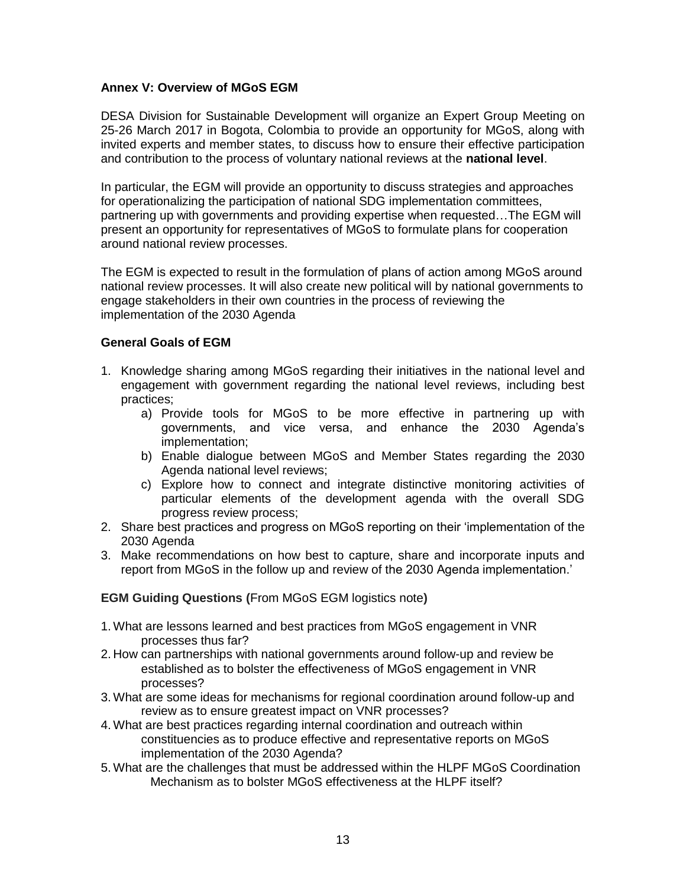**Annex V: Overview of MGoS EGM**

DESA Division for Sustainable Development will organize an Expert Group Meeting on 25-26 March 2017 in Bogota, Colombia to provide an opportunity for MGoS, along with invited experts and member states, to discuss how to ensure their effective participation and contribution to the process of voluntary national reviews at the **national level**.

In particular, the EGM will provide an opportunity to discuss strategies and approaches for operationalizing the participation of national SDG implementation committees, partnering up with governments and providing expertise when requested…The EGM will present an opportunity for representatives of MGoS to formulate plans for cooperation around national review processes.

The EGM is expected to result in the formulation of plans of action among MGoS around national review processes. It will also create new political will by national governments to engage stakeholders in their own countries in the process of reviewing the implementation of the 2030 Agenda

**General Goals of EGM**

1. Knowledge sharing among MGoS regarding their initiatives in the national level and engagement with government regarding the national level reviews, including best practices;
    a) Provide tools for MGoS to be more effective in partnering up with governments, and vice versa, and enhance the 2030 Agenda's implementation;
    b) Enable dialogue between MGoS and Member States regarding the 2030 Agenda national level reviews;
    c) Explore how to connect and integrate distinctive monitoring activities of particular elements of the development agenda with the overall SDG progress review process;
2. Share best practices and progress on MGoS reporting on their 'implementation of the 2030 Agenda
3. Make recommendations on how best to capture, share and incorporate inputs and report from MGoS in the follow up and review of the 2030 Agenda implementation.'

**EGM Guiding Questions (**From MGoS EGM logistics note**)**

1. What are lessons learned and best practices from MGoS engagement in VNR processes thus far?
2. How can partnerships with national governments around follow-up and review be established as to bolster the effectiveness of MGoS engagement in VNR processes?
3. What are some ideas for mechanisms for regional coordination around follow-up and review as to ensure greatest impact on VNR processes?
4. What are best practices regarding internal coordination and outreach within constituencies as to produce effective and representative reports on MGoS implementation of the 2030 Agenda?
5. What are the challenges that must be addressed within the HLPF MGoS Coordination Mechanism as to bolster MGoS effectiveness at the HLPF itself?